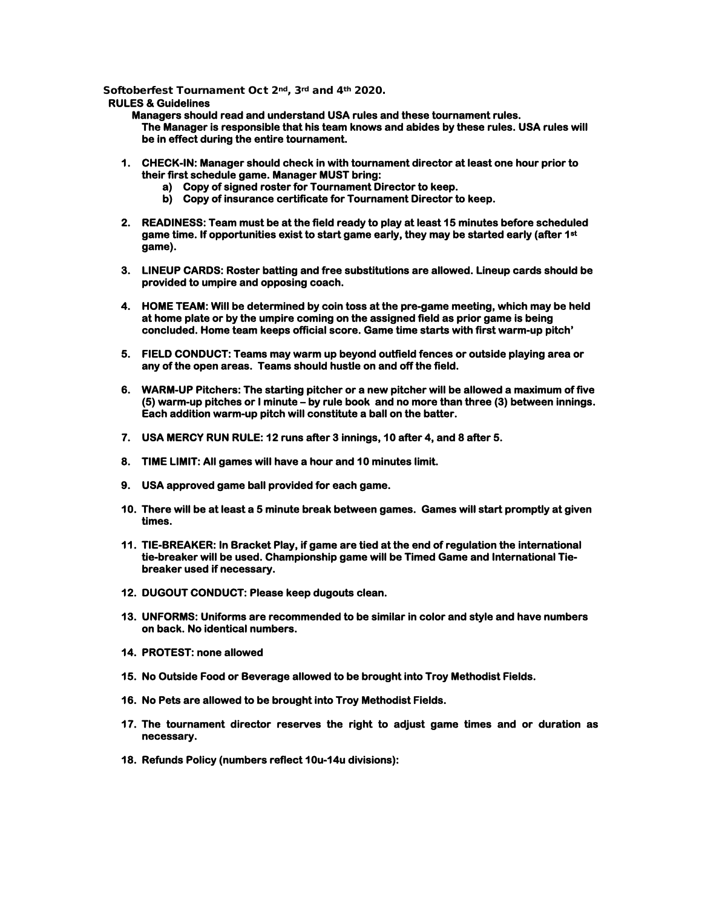**Softoberfest Tournament Oct 2nd, 3rd and 4th 2020.**

**RULES & Guidelines**

**Managers should read and understand USA rules and these tournament rules.**
**The Manager is responsible that his team knows and abides by these rules. USA rules will be in effect during the entire tournament.**

1. **CHECK-IN: Manager should check in with tournament director at least one hour prior to their first schedule game. Manager MUST bring:**
   a) **Copy of signed roster for Tournament Director to keep.**
   b) **Copy of insurance certificate for Tournament Director to keep.**

2. **READINESS: Team must be at the field ready to play at least 15 minutes before scheduled game time. If opportunities exist to start game early, they may be started early (after 1st game).**

3. **LINEUP CARDS: Roster batting and free substitutions are allowed. Lineup cards should be provided to umpire and opposing coach.**

4. **HOME TEAM: Will be determined by coin toss at the pre-game meeting, which may be held at home plate or by the umpire coming on the assigned field as prior game is being concluded. Home team keeps official score. Game time starts with first warm-up pitch'**

5. **FIELD CONDUCT: Teams may warm up beyond outfield fences or outside playing area or any of the open areas. Teams should hustle on and off the field.**

6. **WARM-UP Pitchers: The starting pitcher or a new pitcher will be allowed a maximum of five (5) warm-up pitches or I minute – by rule book and no more than three (3) between innings. Each addition warm-up pitch will constitute a ball on the batter.**

7. **USA MERCY RUN RULE: 12 runs after 3 innings, 10 after 4, and 8 after 5.**

8. **TIME LIMIT: All games will have a hour and 10 minutes limit.**

9. **USA approved game ball provided for each game.**

10. **There will be at least a 5 minute break between games. Games will start promptly at given times.**

11. **TIE-BREAKER: In Bracket Play, if game are tied at the end of regulation the international tie-breaker will be used. Championship game will be Timed Game and International Tie-breaker used if necessary.**

12. **DUGOUT CONDUCT: Please keep dugouts clean.**

13. **UNFORMS: Uniforms are recommended to be similar in color and style and have numbers on back. No identical numbers.**

14. **PROTEST: none allowed**

15. **No Outside Food or Beverage allowed to be brought into Troy Methodist Fields.**

16. **No Pets are allowed to be brought into Troy Methodist Fields.**

17. **The tournament director reserves the right to adjust game times and or duration as necessary.**

18. **Refunds Policy (numbers reflect 10u-14u divisions):**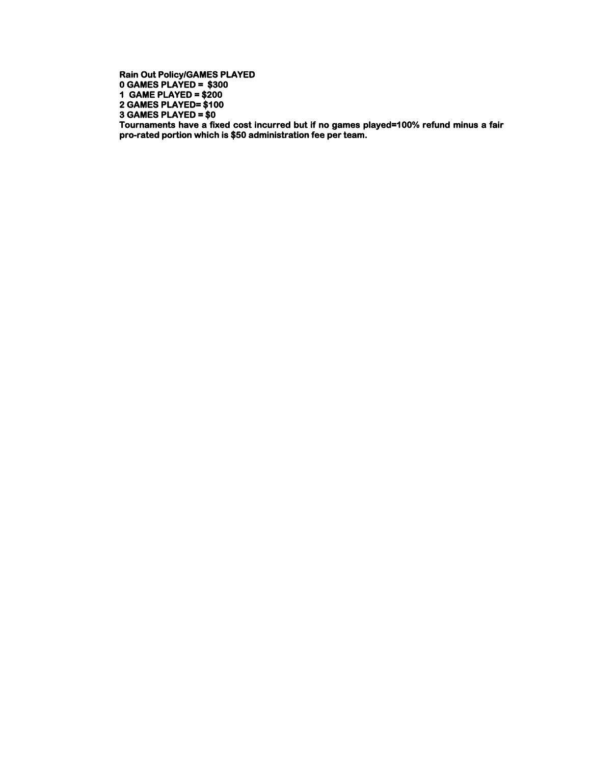**Rain Out Policy/GAMES PLAYED**
**0 GAMES PLAYED = $300**
**1 GAME PLAYED = $200**
**2 GAMES PLAYED= $100**
**3 GAMES PLAYED = $0**
**Tournaments have a fixed cost incurred but if no games played=100% refund minus a fair pro-rated portion which is $50 administration fee per team.**